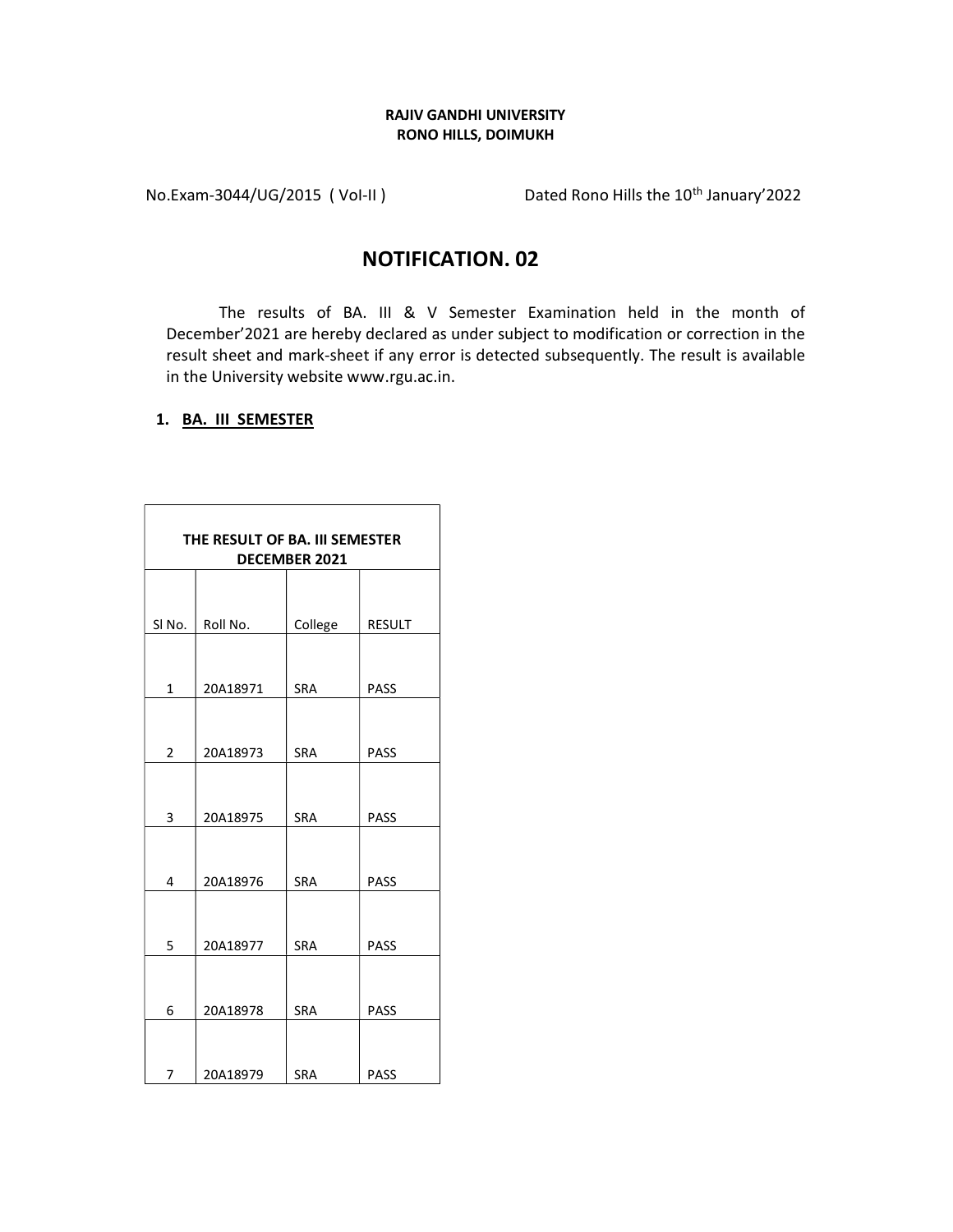**RAJIV GANDHI UNIVERSITY**
**RONO HILLS, DOIMUKH**

No.Exam-3044/UG/2015 ( Vol-II )                    Dated Rono Hills the 10th January'2022

# NOTIFICATION. 02

The results of BA. III & V Semester Examination held in the month of December'2021 are hereby declared as under subject to modification or correction in the result sheet and mark-sheet if any error is detected subsequently. The result is available in the University website www.rgu.ac.in.

## 1. BA. III SEMESTER

| THE RESULT OF BA. III SEMESTER DECEMBER 2021 | | | |
|---|---|---|---|
| Sl No. | Roll No. | College | RESULT |
| 1 | 20A18971 | SRA | PASS |
| 2 | 20A18973 | SRA | PASS |
| 3 | 20A18975 | SRA | PASS |
| 4 | 20A18976 | SRA | PASS |
| 5 | 20A18977 | SRA | PASS |
| 6 | 20A18978 | SRA | PASS |
| 7 | 20A18979 | SRA | PASS |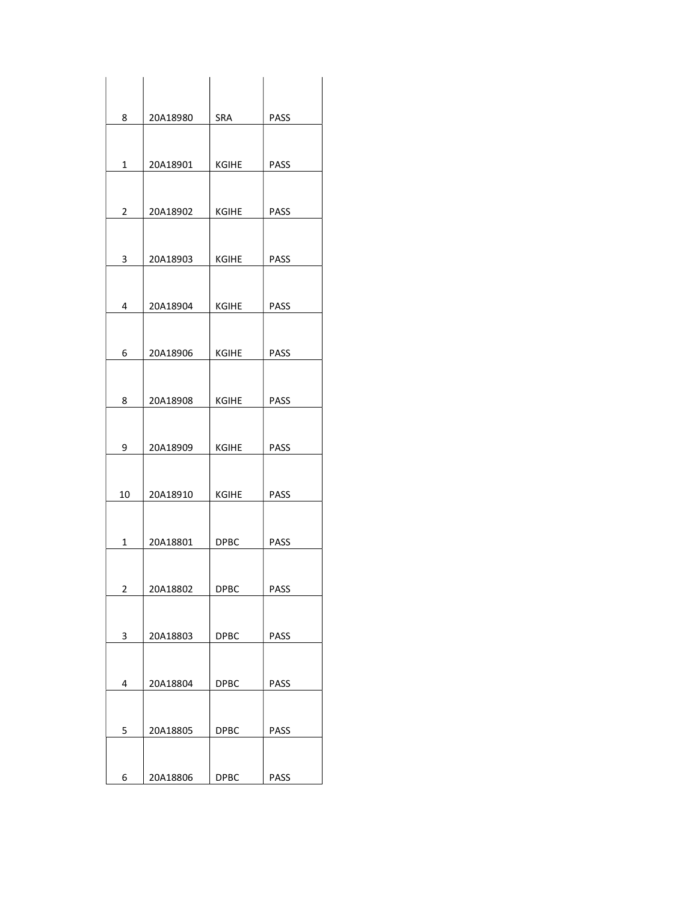| | | | |
|---|---|---|---|
| 8 | 20A18980 | SRA | PASS |
| 1 | 20A18901 | KGIHE | PASS |
| 2 | 20A18902 | KGIHE | PASS |
| 3 | 20A18903 | KGIHE | PASS |
| 4 | 20A18904 | KGIHE | PASS |
| 6 | 20A18906 | KGIHE | PASS |
| 8 | 20A18908 | KGIHE | PASS |
| 9 | 20A18909 | KGIHE | PASS |
| 10 | 20A18910 | KGIHE | PASS |
| 1 | 20A18801 | DPBC | PASS |
| 2 | 20A18802 | DPBC | PASS |
| 3 | 20A18803 | DPBC | PASS |
| 4 | 20A18804 | DPBC | PASS |
| 5 | 20A18805 | DPBC | PASS |
| 6 | 20A18806 | DPBC | PASS |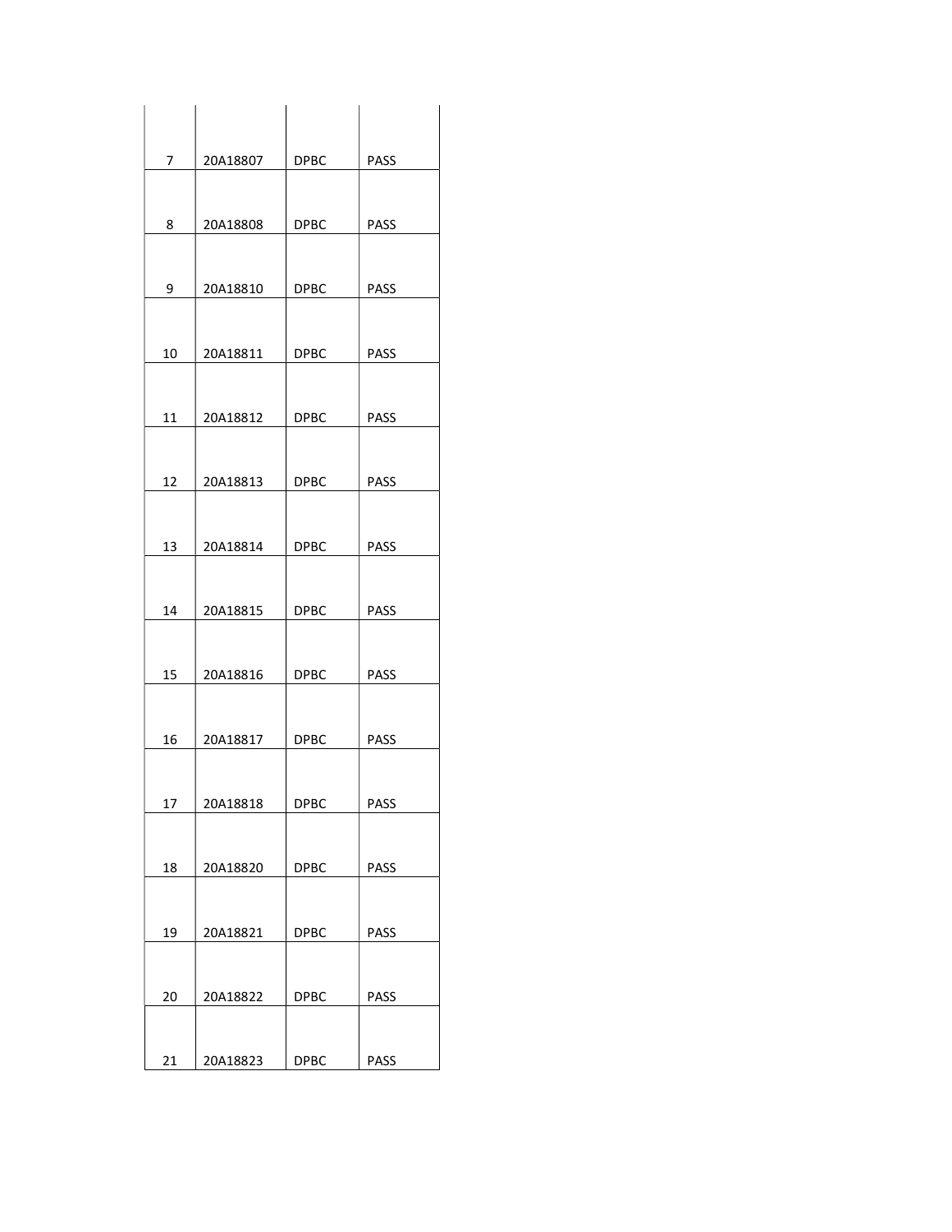| | | | |
|---|---|---|---|
| 7 | 20A18807 | DPBC | PASS |
| 8 | 20A18808 | DPBC | PASS |
| 9 | 20A18810 | DPBC | PASS |
| 10 | 20A18811 | DPBC | PASS |
| 11 | 20A18812 | DPBC | PASS |
| 12 | 20A18813 | DPBC | PASS |
| 13 | 20A18814 | DPBC | PASS |
| 14 | 20A18815 | DPBC | PASS |
| 15 | 20A18816 | DPBC | PASS |
| 16 | 20A18817 | DPBC | PASS |
| 17 | 20A18818 | DPBC | PASS |
| 18 | 20A18820 | DPBC | PASS |
| 19 | 20A18821 | DPBC | PASS |
| 20 | 20A18822 | DPBC | PASS |
| 21 | 20A18823 | DPBC | PASS |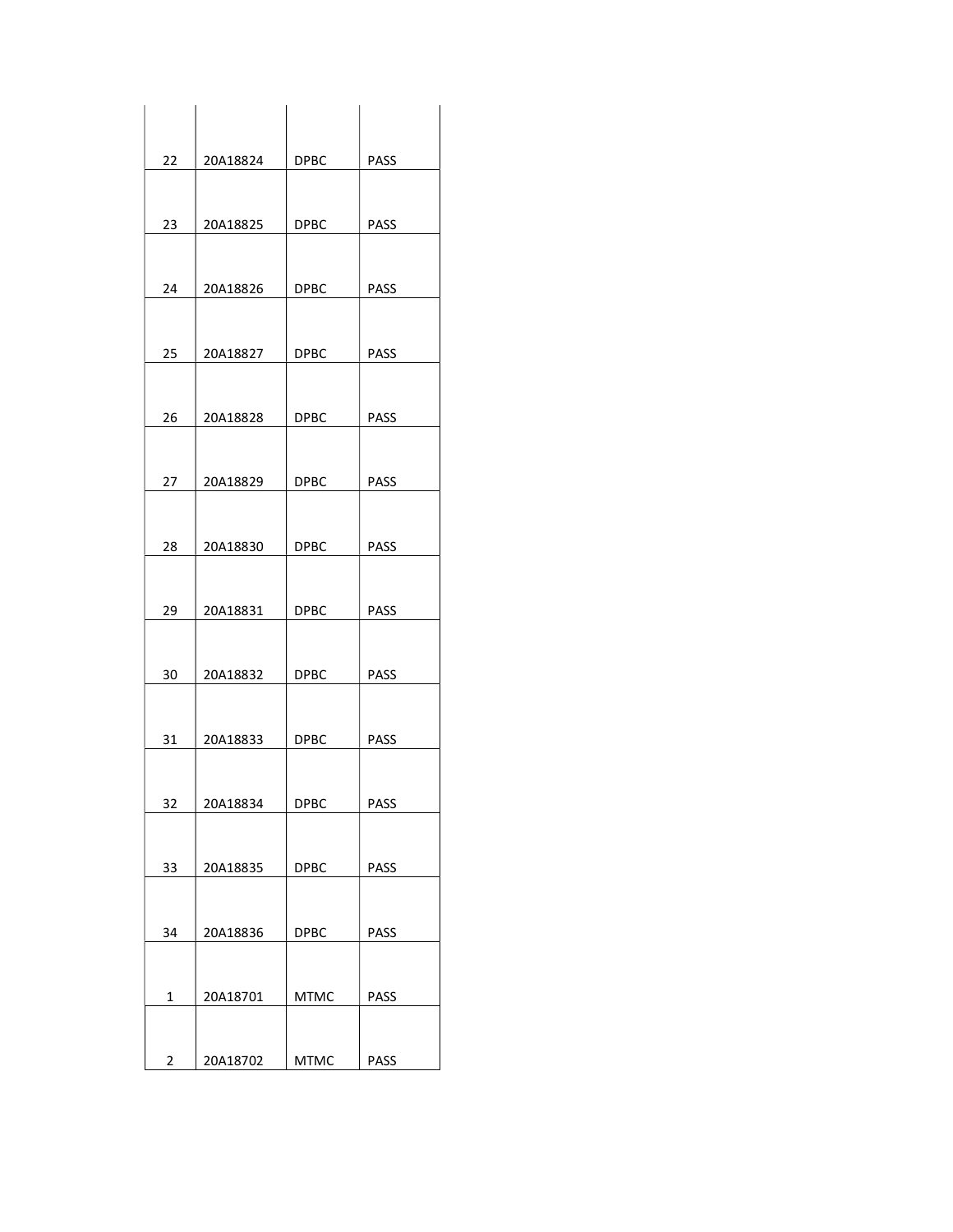| | | | |
|---|---|---|---|
| 22 | 20A18824 | DPBC | PASS |
| 23 | 20A18825 | DPBC | PASS |
| 24 | 20A18826 | DPBC | PASS |
| 25 | 20A18827 | DPBC | PASS |
| 26 | 20A18828 | DPBC | PASS |
| 27 | 20A18829 | DPBC | PASS |
| 28 | 20A18830 | DPBC | PASS |
| 29 | 20A18831 | DPBC | PASS |
| 30 | 20A18832 | DPBC | PASS |
| 31 | 20A18833 | DPBC | PASS |
| 32 | 20A18834 | DPBC | PASS |
| 33 | 20A18835 | DPBC | PASS |
| 34 | 20A18836 | DPBC | PASS |
| 1 | 20A18701 | MTMC | PASS |
| 2 | 20A18702 | MTMC | PASS |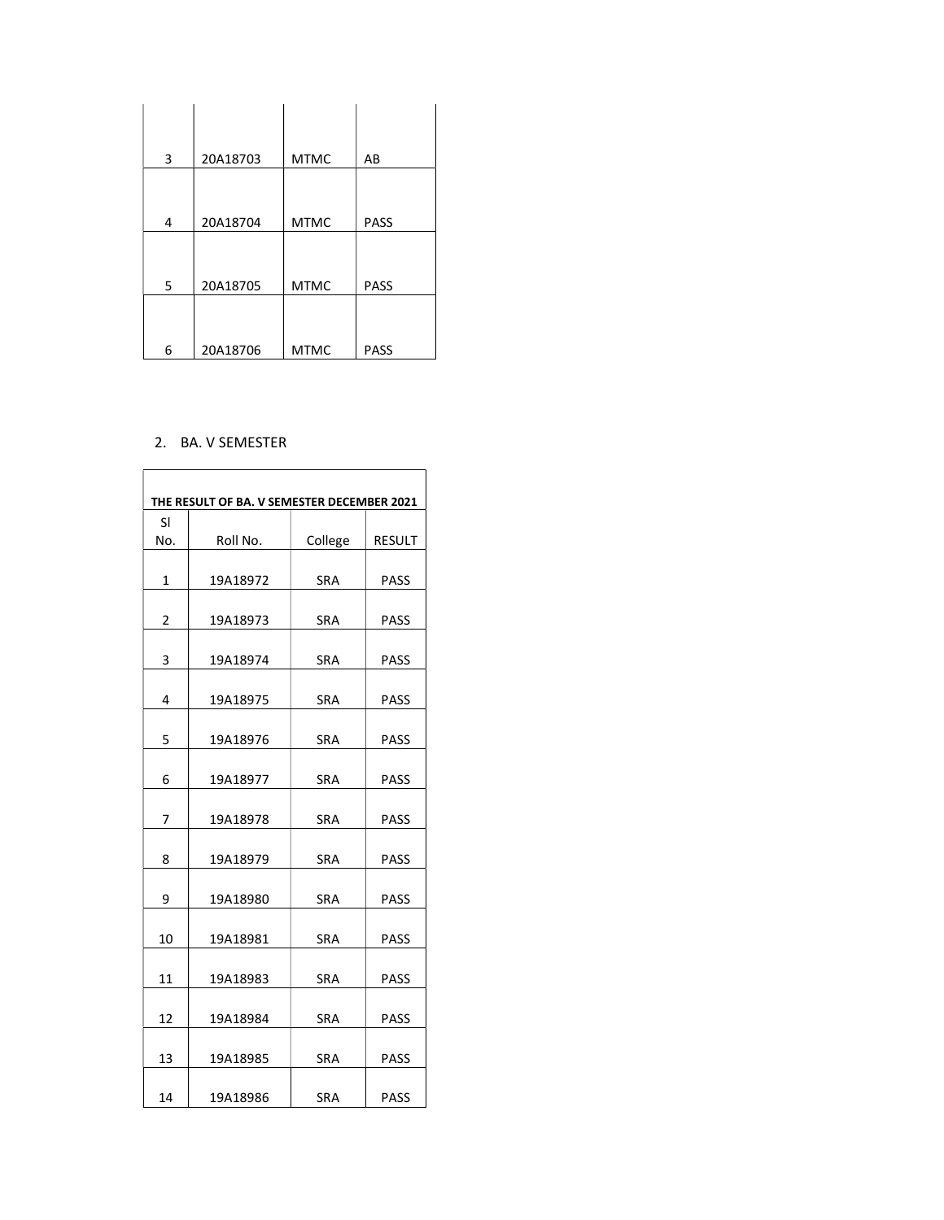| | | | |
|---|---|---|---|
| 3 | 20A18703 | MTMC | AB |
| 4 | 20A18704 | MTMC | PASS |
| 5 | 20A18705 | MTMC | PASS |
| 6 | 20A18706 | MTMC | PASS |

2. BA. V SEMESTER

| THE RESULT OF BA. V SEMESTER DECEMBER 2021 | | | |
|---|---|---|---|
| Sl No. | Roll No. | College | RESULT |
| 1 | 19A18972 | SRA | PASS |
| 2 | 19A18973 | SRA | PASS |
| 3 | 19A18974 | SRA | PASS |
| 4 | 19A18975 | SRA | PASS |
| 5 | 19A18976 | SRA | PASS |
| 6 | 19A18977 | SRA | PASS |
| 7 | 19A18978 | SRA | PASS |
| 8 | 19A18979 | SRA | PASS |
| 9 | 19A18980 | SRA | PASS |
| 10 | 19A18981 | SRA | PASS |
| 11 | 19A18983 | SRA | PASS |
| 12 | 19A18984 | SRA | PASS |
| 13 | 19A18985 | SRA | PASS |
| 14 | 19A18986 | SRA | PASS |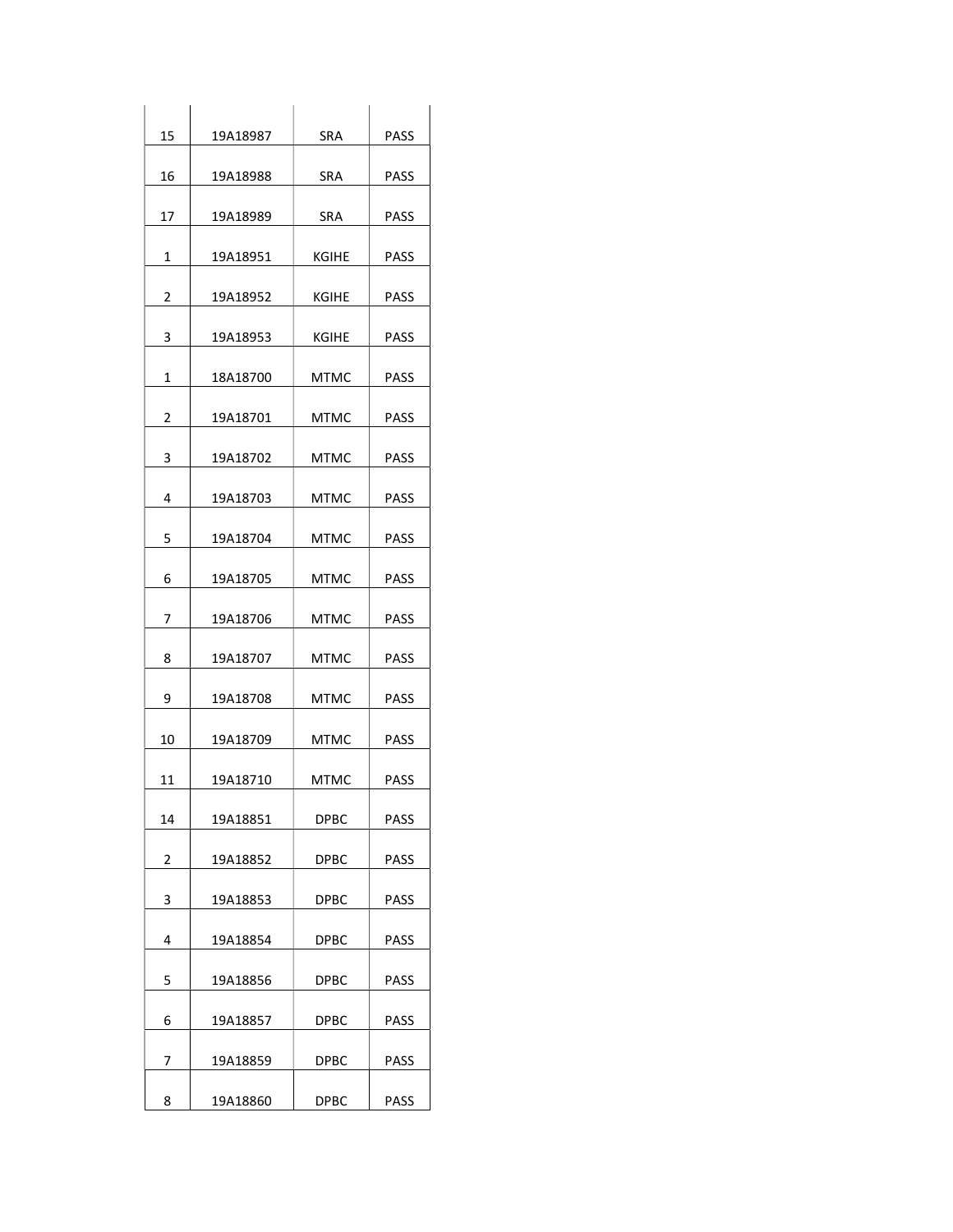| | | | |
|---|---|---|---|
| 15 | 19A18987 | SRA | PASS |
| 16 | 19A18988 | SRA | PASS |
| 17 | 19A18989 | SRA | PASS |
| 1 | 19A18951 | KGIHE | PASS |
| 2 | 19A18952 | KGIHE | PASS |
| 3 | 19A18953 | KGIHE | PASS |
| 1 | 18A18700 | MTMC | PASS |
| 2 | 19A18701 | MTMC | PASS |
| 3 | 19A18702 | MTMC | PASS |
| 4 | 19A18703 | MTMC | PASS |
| 5 | 19A18704 | MTMC | PASS |
| 6 | 19A18705 | MTMC | PASS |
| 7 | 19A18706 | MTMC | PASS |
| 8 | 19A18707 | MTMC | PASS |
| 9 | 19A18708 | MTMC | PASS |
| 10 | 19A18709 | MTMC | PASS |
| 11 | 19A18710 | MTMC | PASS |
| 14 | 19A18851 | DPBC | PASS |
| 2 | 19A18852 | DPBC | PASS |
| 3 | 19A18853 | DPBC | PASS |
| 4 | 19A18854 | DPBC | PASS |
| 5 | 19A18856 | DPBC | PASS |
| 6 | 19A18857 | DPBC | PASS |
| 7 | 19A18859 | DPBC | PASS |
| 8 | 19A18860 | DPBC | PASS |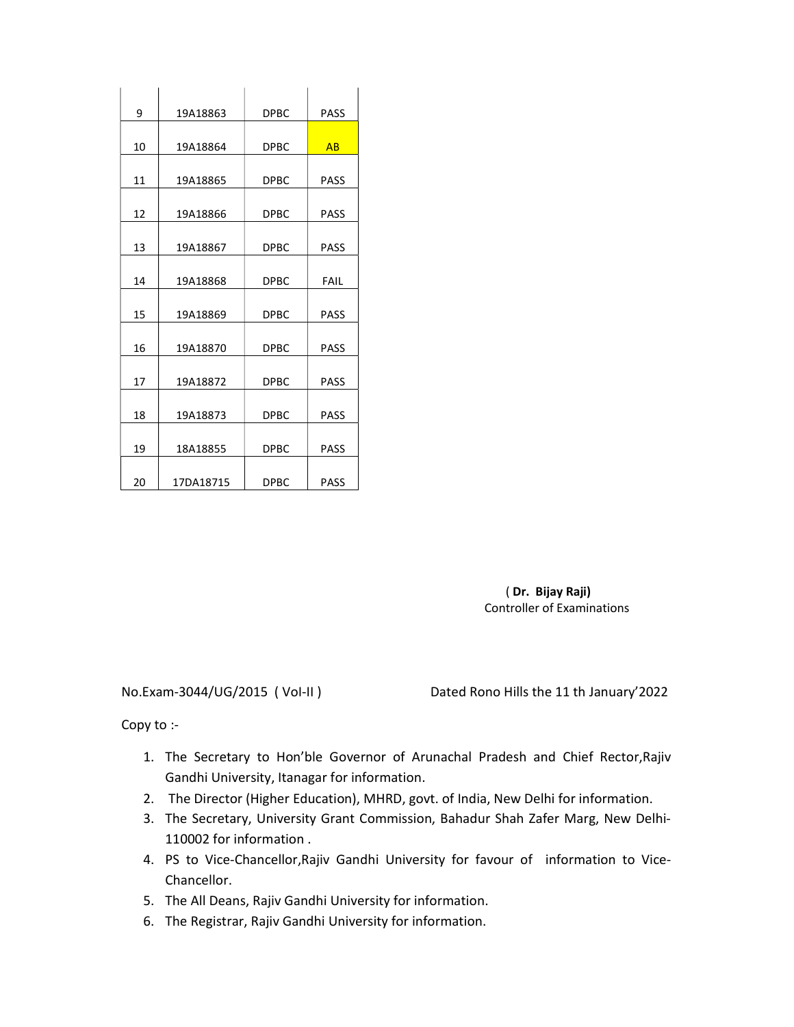| 9 | 19A18863 | DPBC | PASS |
|---|---|---|---|
| 10 | 19A18864 | DPBC | AB |
| 11 | 19A18865 | DPBC | PASS |
| 12 | 19A18866 | DPBC | PASS |
| 13 | 19A18867 | DPBC | PASS |
| 14 | 19A18868 | DPBC | FAIL |
| 15 | 19A18869 | DPBC | PASS |
| 16 | 19A18870 | DPBC | PASS |
| 17 | 19A18872 | DPBC | PASS |
| 18 | 19A18873 | DPBC | PASS |
| 19 | 18A18855 | DPBC | PASS |
| 20 | 17DA18715 | DPBC | PASS |

( **Dr. Bijay Raji)**
Controller of Examinations

No.Exam-3044/UG/2015 ( Vol-II ) Dated Rono Hills the 11 th January'2022

Copy to :-

1. The Secretary to Hon'ble Governor of Arunachal Pradesh and Chief Rector,Rajiv Gandhi University, Itanagar for information.
2. The Director (Higher Education), MHRD, govt. of India, New Delhi for information.
3. The Secretary, University Grant Commission, Bahadur Shah Zafer Marg, New Delhi-110002 for information .
4. PS to Vice-Chancellor,Rajiv Gandhi University for favour of information to Vice-Chancellor.
5. The All Deans, Rajiv Gandhi University for information.
6. The Registrar, Rajiv Gandhi University for information.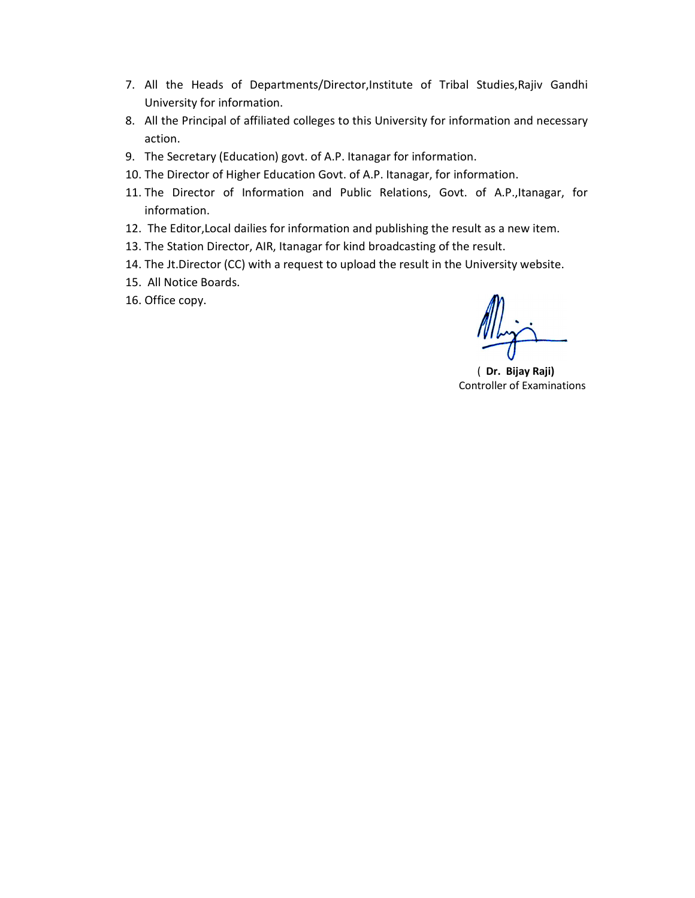7. All the Heads of Departments/Director,Institute of Tribal Studies,Rajiv Gandhi University for information.
8. All the Principal of affiliated colleges to this University for information and necessary action.
9. The Secretary (Education) govt. of A.P. Itanagar for information.
10. The Director of Higher Education Govt. of A.P. Itanagar, for information.
11. The Director of Information and Public Relations, Govt. of A.P.,Itanagar, for information.
12. The Editor,Local dailies for information and publishing the result as a new item.
13. The Station Director, AIR, Itanagar for kind broadcasting of the result.
14. The Jt.Director (CC) with a request to upload the result in the University website.
15. All Notice Boards.
16. Office copy.

( **Dr. Bijay Raji)**
Controller of Examinations